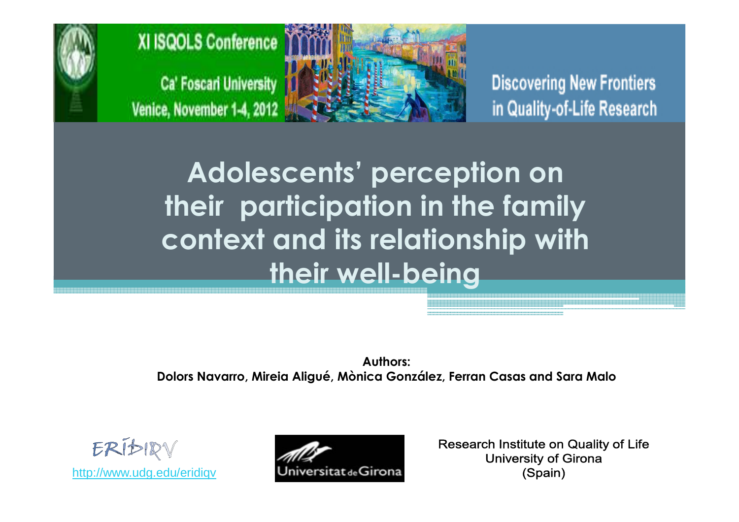XI ISQOLS Conference

Ca' Foscari University

Venice, November 1-4, 2012

Discovering New Frontiers in Quality-of-Life Research

# Adolescents' perception on their participation in the family context and its relationship with their well-being

**Authors:**

**Dolors Navarro, Mireia Aligué, Mònica González, Ferran Casas and Sara Malo**

ERIDIQV

http://www.udg.edu/eridiqv

Universitat de Girona

Research Institute on Quality of Life
University of Girona
(Spain)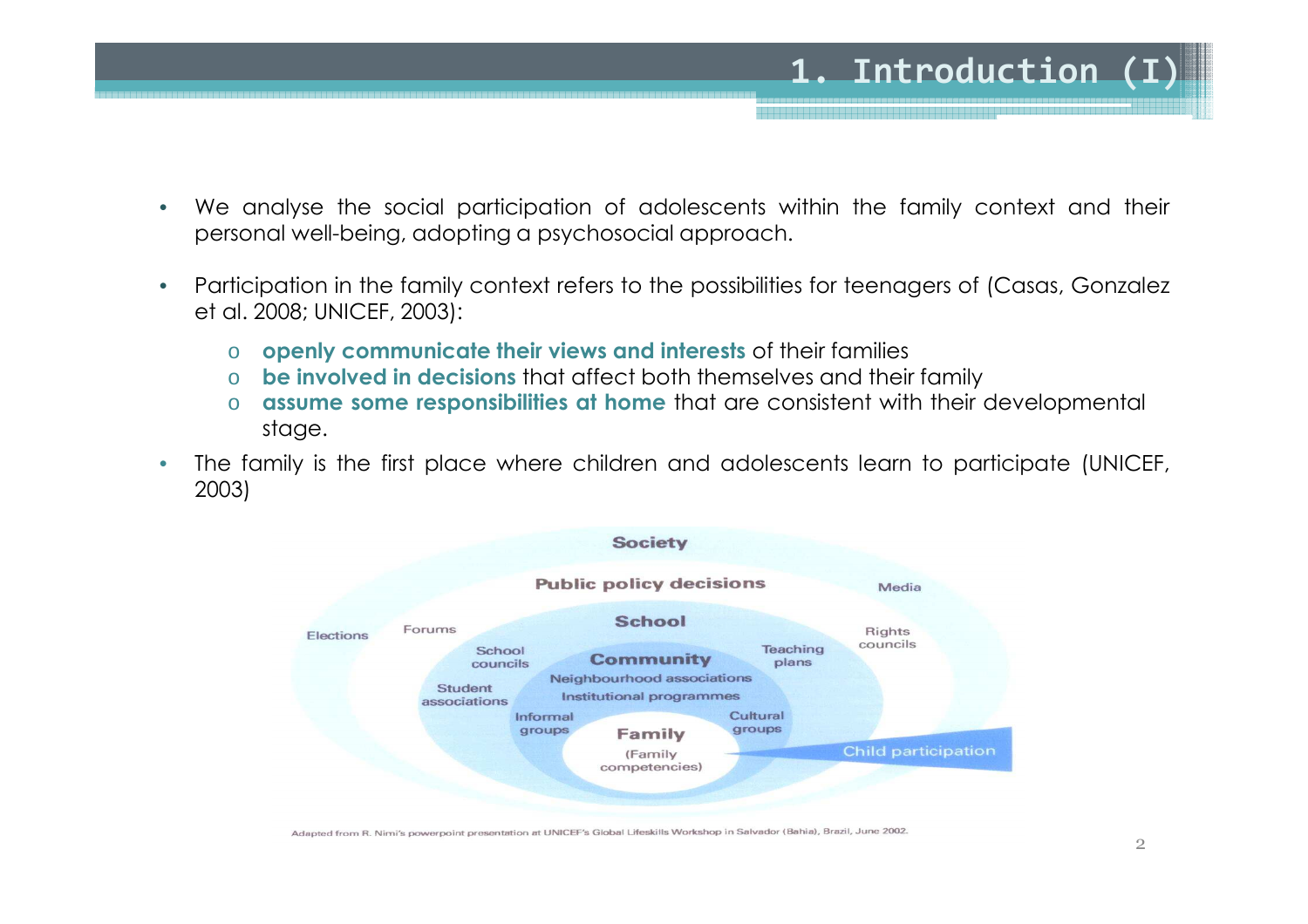# 1. Introduction (I)

- We analyse the social participation of adolescents within the family context and their personal well-being, adopting a psychosocial approach.
- Participation in the family context refers to the possibilities for teenagers of (Casas, Gonzalez et al. 2008; UNICEF, 2003):
  - **openly communicate their views and interests** of their families
  - **be involved in decisions** that affect both themselves and their family
  - **assume some responsibilities at home** that are consistent with their developmental stage.
- The family is the first place where children and adolescents learn to participate (UNICEF, 2003)

Society

Public policy decisions

Media

Elections

Forums

School

Rights councils

School councils

Community

Teaching plans

Neighbourhood associations

Student associations

Institutional programmes

Informal groups

Cultural groups

Family (Family competencies)

Child participation

Adapted from R. Nimi's powerpoint presentation at UNICEF's Global Lifeskills Workshop in Salvador (Bahia), Brazil, June 2002.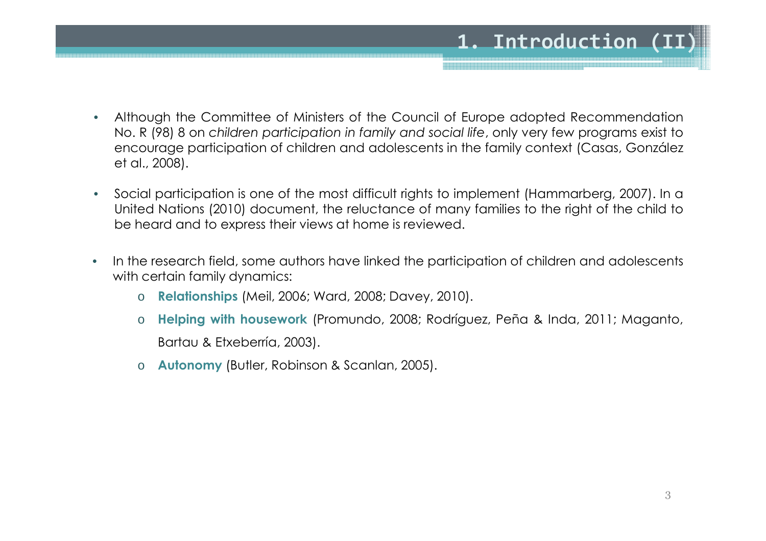# 1. Introduction (II)

- Although the Committee of Ministers of the Council of Europe adopted Recommendation No. R (98) 8 on *children participation in family and social life*, only very few programs exist to encourage participation of children and adolescents in the family context (Casas, González et al., 2008).

- Social participation is one of the most difficult rights to implement (Hammarberg, 2007). In a United Nations (2010) document, the reluctance of many families to the right of the child to be heard and to express their views at home is reviewed.

- In the research field, some authors have linked the participation of children and adolescents with certain family dynamics:
  - **Relationships** (Meil, 2006; Ward, 2008; Davey, 2010).
  - **Helping with housework** (Promundo, 2008; Rodríguez, Peña & Inda, 2011; Maganto, Bartau & Etxeberría, 2003).
  - **Autonomy** (Butler, Robinson & Scanlan, 2005).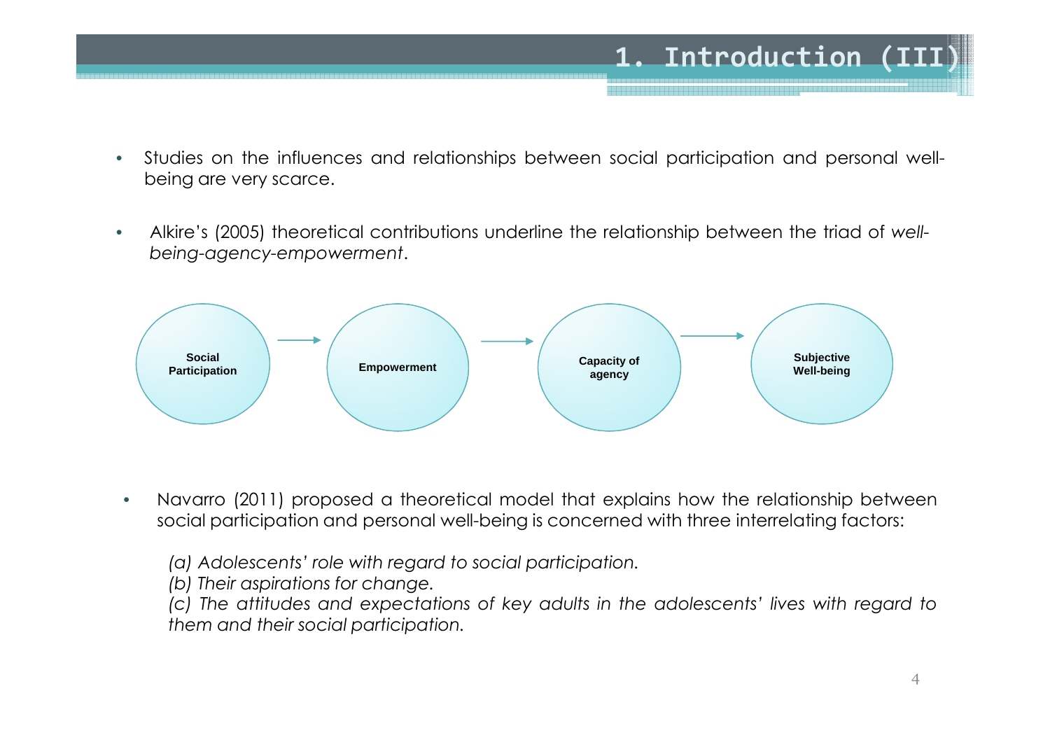# 1. Introduction (III)

- Studies on the influences and relationships between social participation and personal well-being are very scarce.

- Alkire's (2005) theoretical contributions underline the relationship between the triad of *well-being-agency-empowerment*.

**Social Participation** → **Empowerment** → **Capacity of agency** → **Subjective Well-being**

- Navarro (2011) proposed a theoretical model that explains how the relationship between social participation and personal well-being is concerned with three interrelating factors:

  *(a) Adolescents' role with regard to social participation.*
  *(b) Their aspirations for change.*
  *(c) The attitudes and expectations of key adults in the adolescents' lives with regard to them and their social participation.*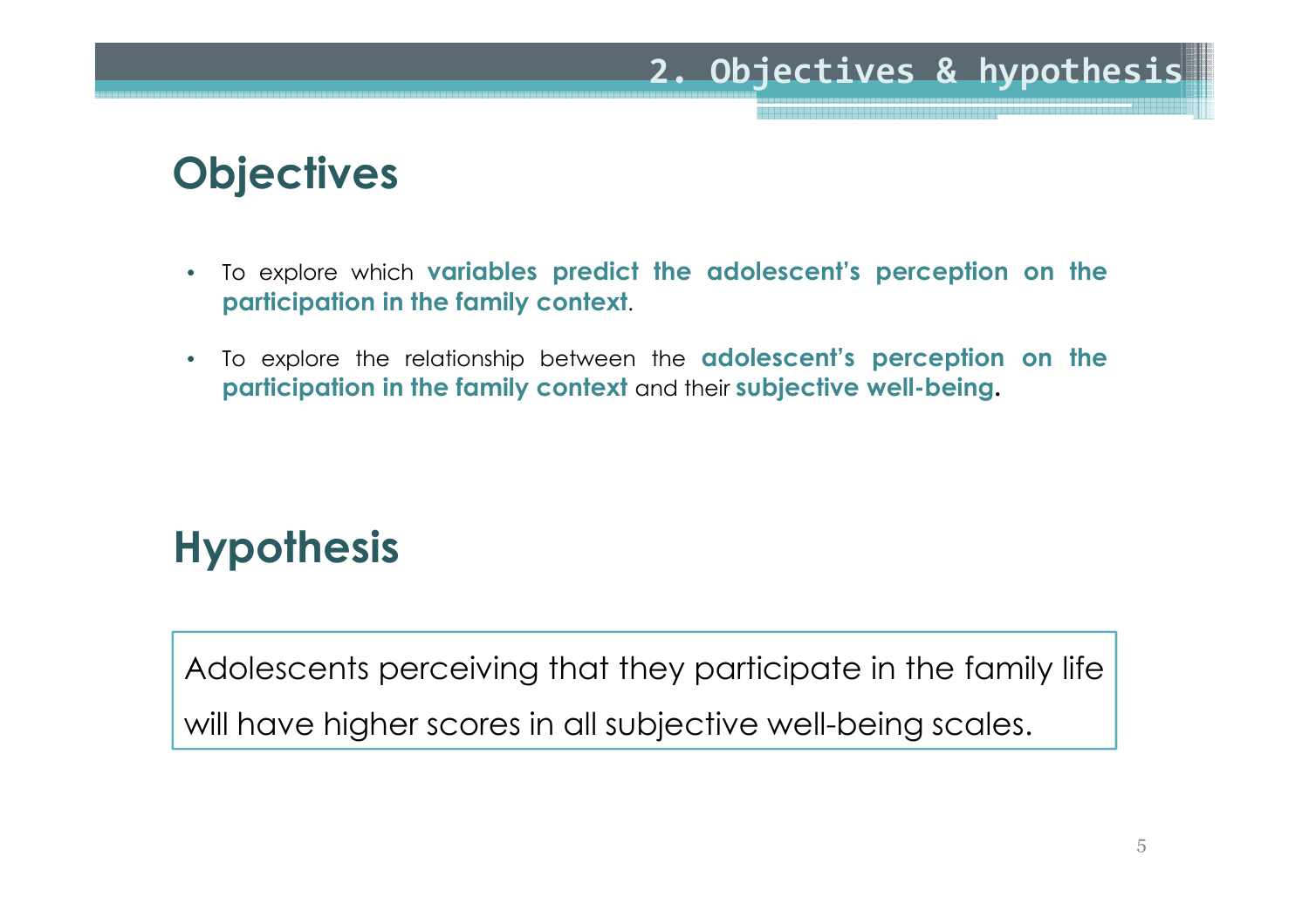## 2. Objectives & hypothesis

# Objectives

- To explore which **variables predict the adolescent's perception on the participation in the family context**.
- To explore the relationship between the **adolescent's perception on the participation in the family context** and their **subjective well-being**.

# Hypothesis

Adolescents perceiving that they participate in the family life will have higher scores in all subjective well-being scales.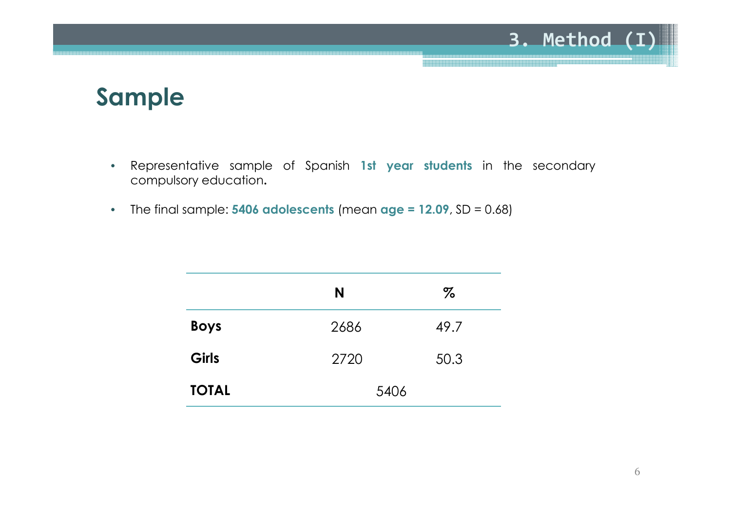## Sample

- Representative sample of Spanish **1st year students** in the secondary compulsory education.
- The final sample: **5406 adolescents** (mean **age = 12.09**, SD = 0.68)

| | N | % |
|---|---|---|
| **Boys** | 2686 | 49.7 |
| **Girls** | 2720 | 50.3 |
| **TOTAL** | 5406 | |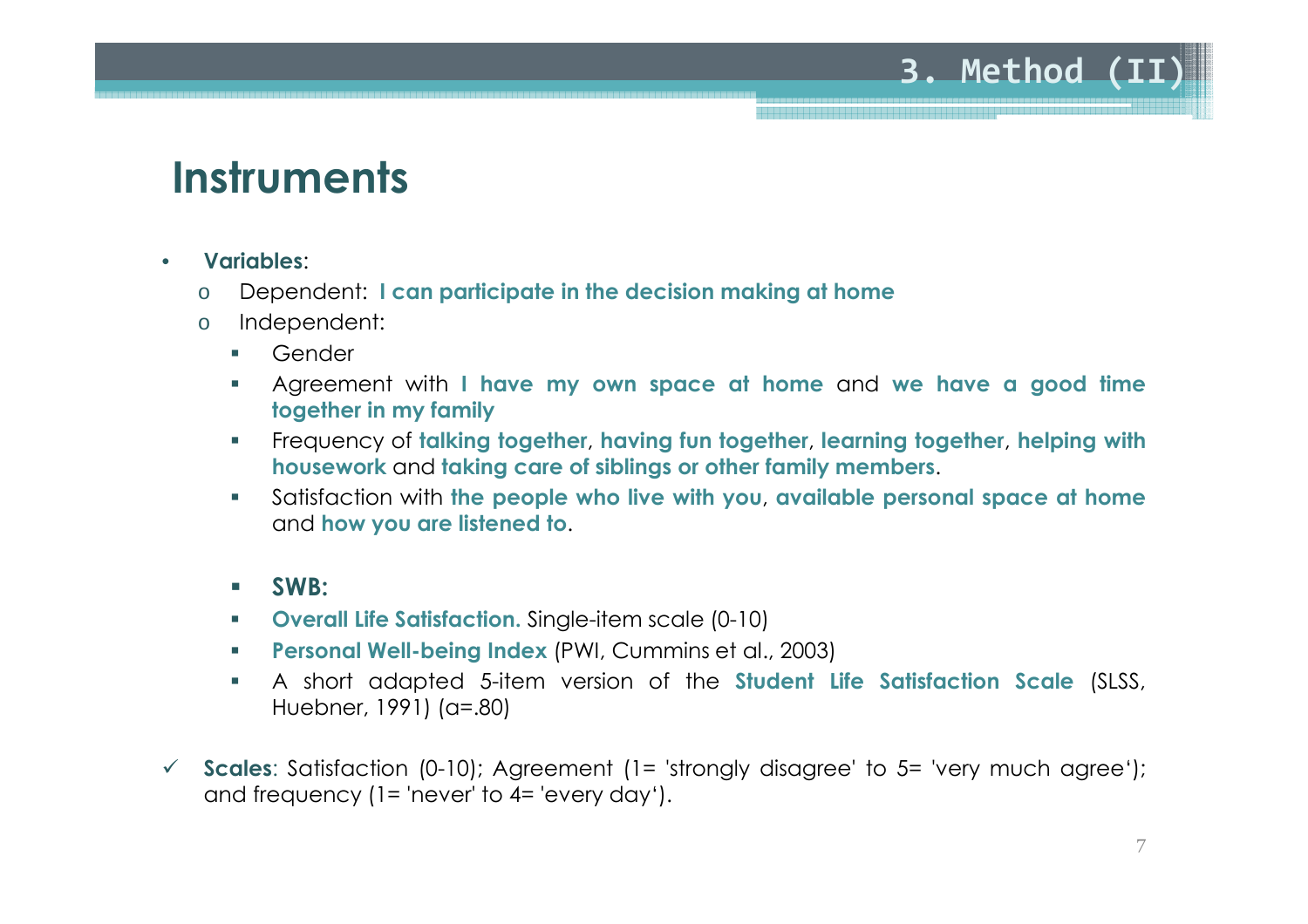# Instruments

- **Variables**:
  - Dependent: **I can participate in the decision making at home**
  - Independent:
    - Gender
    - Agreement with **I have my own space at home** and **we have a good time together in my family**
    - Frequency of **talking together**, **having fun together**, **learning together**, **helping with housework** and **taking care of siblings or other family members**.
    - Satisfaction with **the people who live with you**, **available personal space at home** and **how you are listened to**.

    - **SWB:**
    - **Overall Life Satisfaction.** Single-item scale (0-10)
    - **Personal Well-being Index** (PWI, Cummins et al., 2003)
    - A short adapted 5-item version of the **Student Life Satisfaction Scale** (SLSS, Huebner, 1991) ($\alpha$=.80)

✓ **Scales**: Satisfaction (0-10); Agreement (1= 'strongly disagree' to 5= 'very much agree'); and frequency (1= 'never' to 4= 'every day').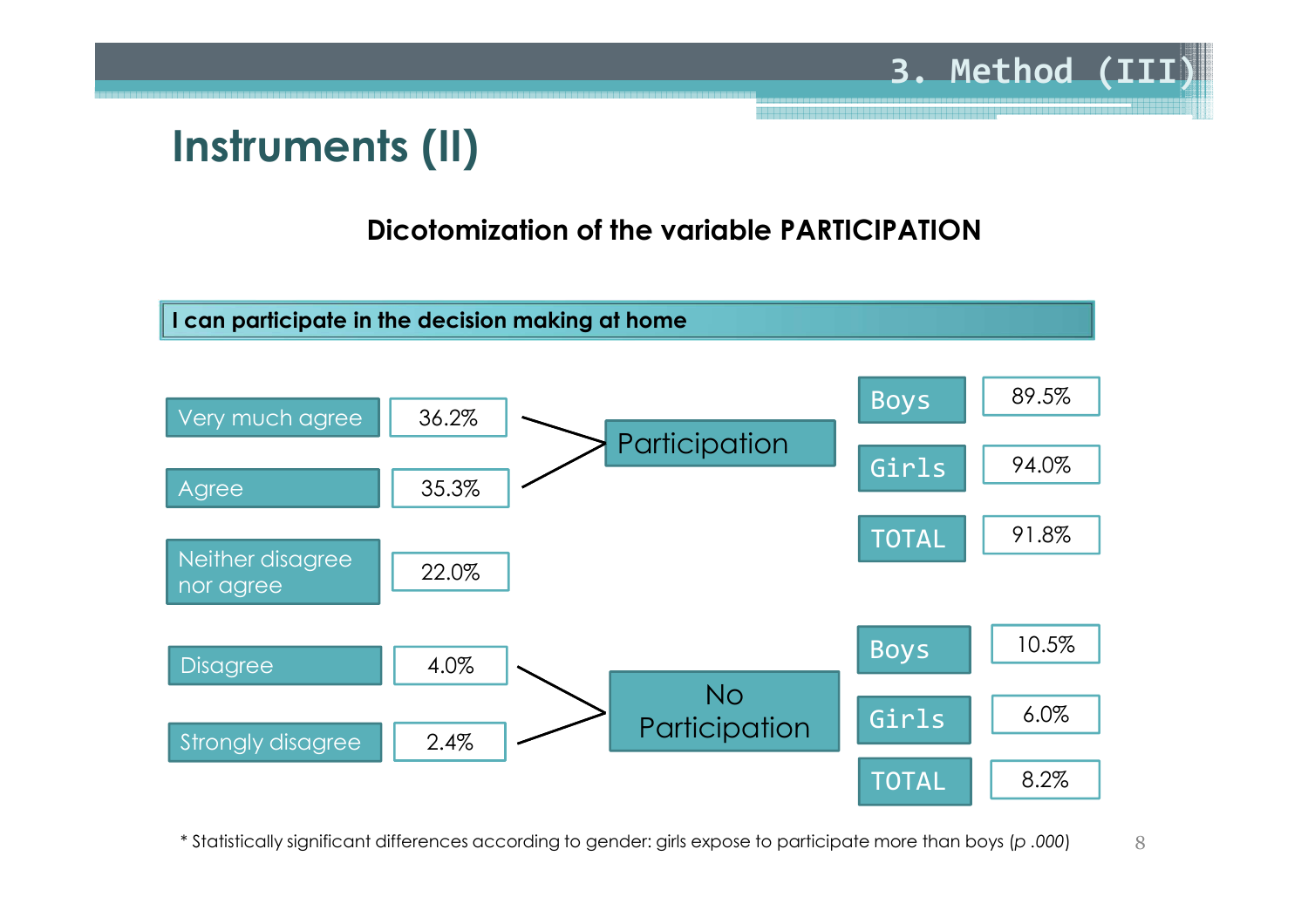## Instruments (II)

**Dicotomization of the variable PARTICIPATION**

**I can participate in the decision making at home**

| Response | % | Category | Group | % |
|---|---|---|---|---|
| Very much agree | 36.2% | Participation | Boys | 89.5% |
| Agree | 35.3% | | Girls | 94.0% |
| | | | TOTAL | 91.8% |
| Neither disagree nor agree | 22.0% | | | |
| Disagree | 4.0% | No Participation | Boys | 10.5% |
| Strongly disagree | 2.4% | | Girls | 6.0% |
| | | | TOTAL | 8.2% |

* Statistically significant differences according to gender: girls expose to participate more than boys (*p .000*)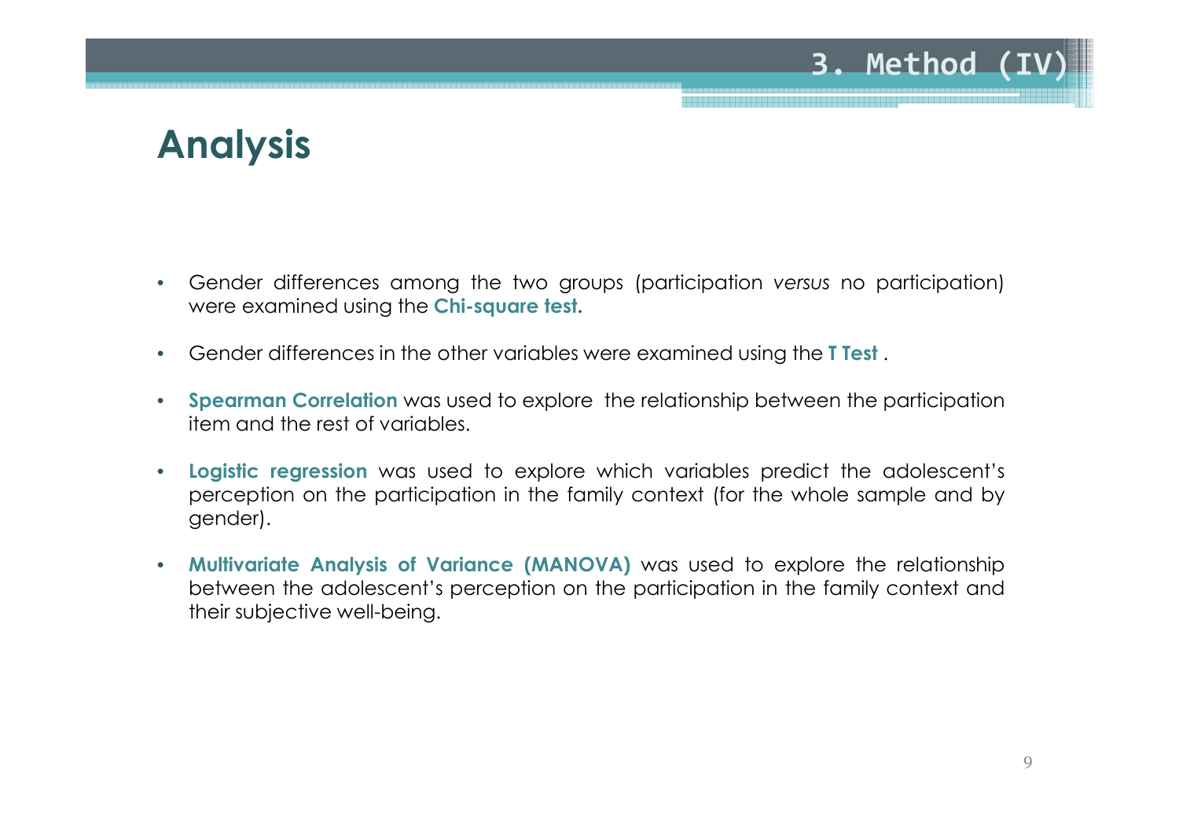## Analysis

- Gender differences among the two groups (participation *versus* no participation) were examined using the **Chi-square test**.

- Gender differences in the other variables were examined using the **T Test** .

- **Spearman Correlation** was used to explore the relationship between the participation item and the rest of variables.

- **Logistic regression** was used to explore which variables predict the adolescent's perception on the participation in the family context (for the whole sample and by gender).

- **Multivariate Analysis of Variance (MANOVA)** was used to explore the relationship between the adolescent's perception on the participation in the family context and their subjective well-being.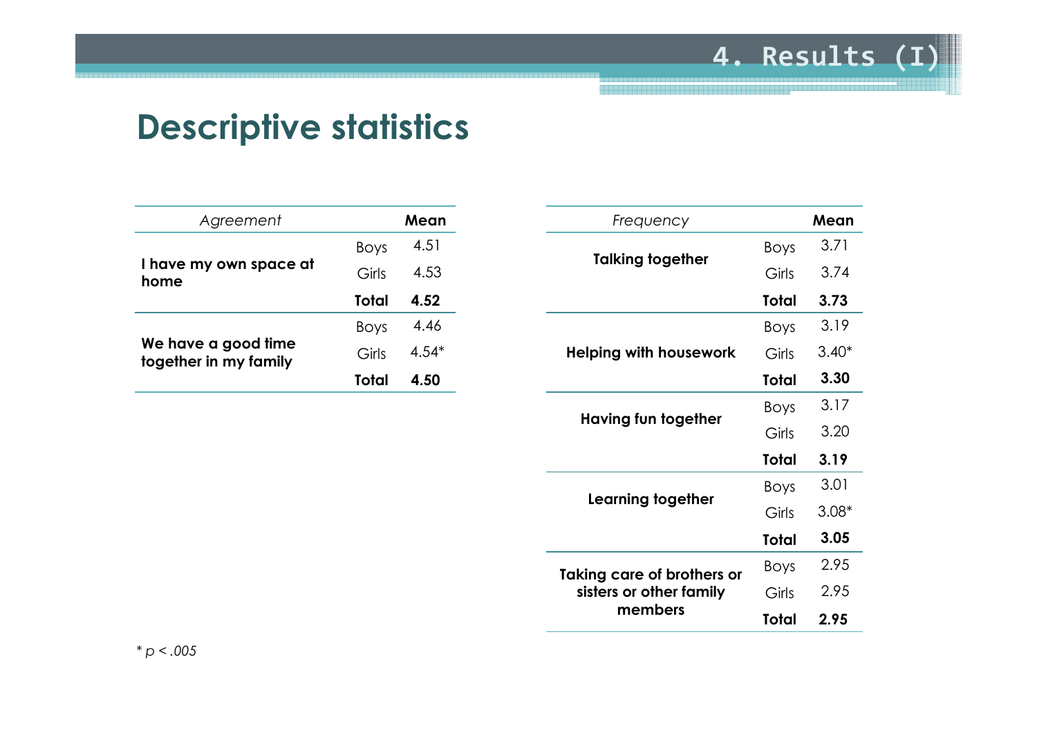## 4. Results (I)

# Descriptive statistics

| *Agreement* | | Mean |
|---|---|---|
| **I have my own space at home** | Boys | 4.51 |
| | Girls | 4.53 |
| | **Total** | **4.52** |
| **We have a good time together in my family** | Boys | 4.46 |
| | Girls | 4.54* |
| | **Total** | **4.50** |

| *Frequency* | | Mean |
|---|---|---|
| **Talking together** | Boys | 3.71 |
| | Girls | 3.74 |
| | **Total** | **3.73** |
| **Helping with housework** | Boys | 3.19 |
| | Girls | 3.40* |
| | **Total** | **3.30** |
| **Having fun together** | Boys | 3.17 |
| | Girls | 3.20 |
| | **Total** | **3.19** |
| **Learning together** | Boys | 3.01 |
| | Girls | 3.08* |
| | **Total** | **3.05** |
| **Taking care of brothers or sisters or other family members** | Boys | 2.95 |
| | Girls | 2.95 |
| | **Total** | **2.95** |

\* $p < .005$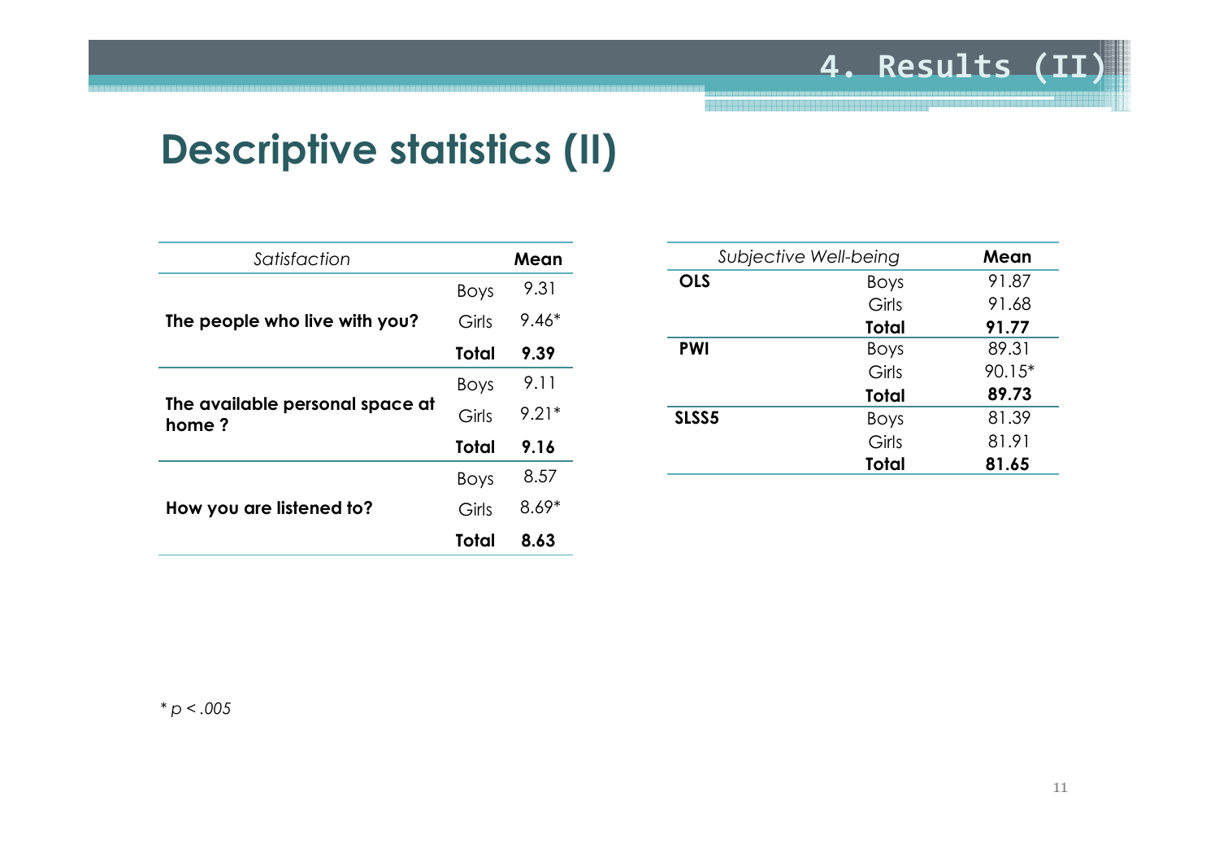## 4. Results (II)

# Descriptive statistics (II)

| *Satisfaction* | | Mean |
| --- | --- | --- |
| **The people who live with you?** | Boys | 9.31 |
| | Girls | 9.46* |
| | **Total** | **9.39** |
| **The available personal space at home ?** | Boys | 9.11 |
| | Girls | 9.21* |
| | **Total** | **9.16** |
| **How you are listened to?** | Boys | 8.57 |
| | Girls | 8.69* |
| | **Total** | **8.63** |

| *Subjective Well-being* | | Mean |
| --- | --- | --- |
| **OLS** | Boys | 91.87 |
| | Girls | 91.68 |
| | **Total** | **91.77** |
| **PWI** | Boys | 89.31 |
| | Girls | 90.15* |
| | **Total** | **89.73** |
| **SLSS5** | Boys | 81.39 |
| | Girls | 81.91 |
| | **Total** | **81.65** |

* $p < .005$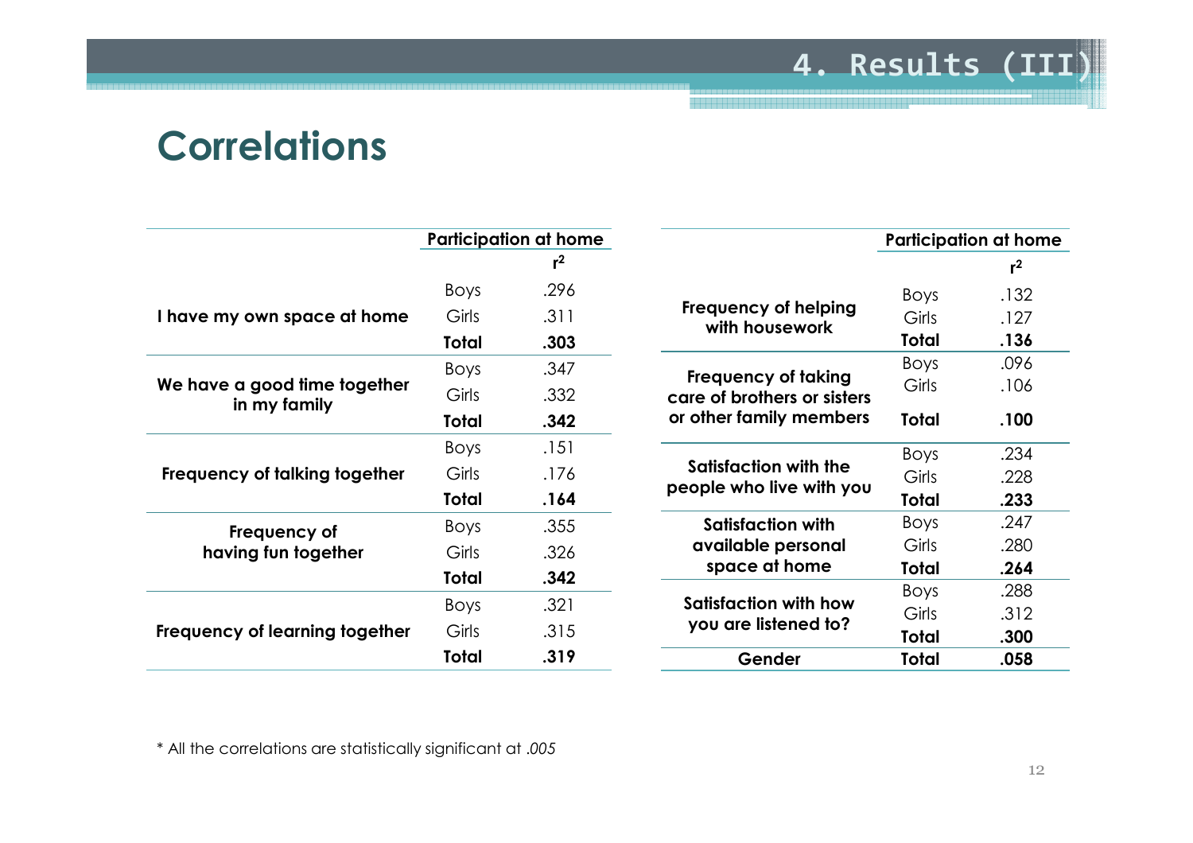# 4. Results (III)

## Correlations

| | | Participation at home |
|---|---|---|
| | | $r^2$ |
| **I have my own space at home** | Boys | .296 |
| | Girls | .311 |
| | **Total** | **.303** |
| **We have a good time together in my family** | Boys | .347 |
| | Girls | .332 |
| | **Total** | **.342** |
| **Frequency of talking together** | Boys | .151 |
| | Girls | .176 |
| | **Total** | **.164** |
| **Frequency of having fun together** | Boys | .355 |
| | Girls | .326 |
| | **Total** | **.342** |
| **Frequency of learning together** | Boys | .321 |
| | Girls | .315 |
| | **Total** | **.319** |

| | | Participation at home |
|---|---|---|
| | | $r^2$ |
| **Frequency of helping with housework** | Boys | .132 |
| | Girls | .127 |
| | **Total** | **.136** |
| **Frequency of taking care of brothers or sisters or other family members** | Boys | .096 |
| | Girls | .106 |
| | **Total** | **.100** |
| **Satisfaction with the people who live with you** | Boys | .234 |
| | Girls | .228 |
| | **Total** | **.233** |
| **Satisfaction with available personal space at home** | Boys | .247 |
| | Girls | .280 |
| | **Total** | **.264** |
| **Satisfaction with how you are listened to?** | Boys | .288 |
| | Girls | .312 |
| | **Total** | **.300** |
| **Gender** | **Total** | **.058** |

\* All the correlations are statistically significant at *.005*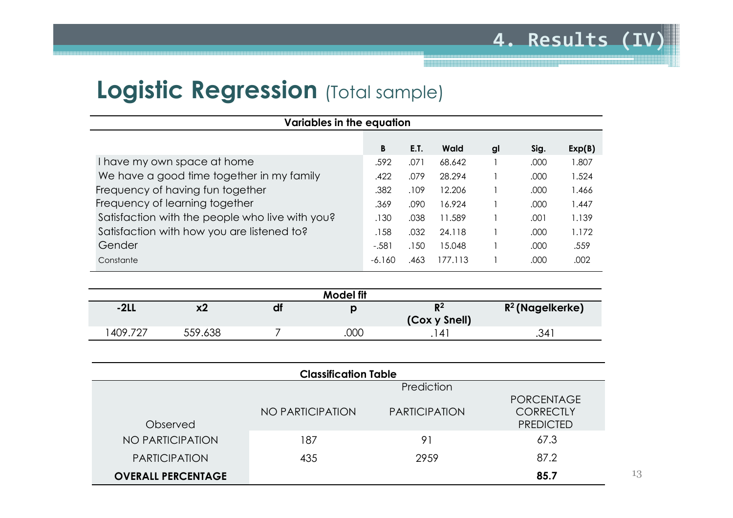# 4. Results (IV)

## Logistic Regression (Total sample)

**Variables in the equation**

| | B | E.T. | Wald | gl | Sig. | Exp(B) |
|---|---|---|---|---|---|---|
| I have my own space at home | .592 | .071 | 68.642 | 1 | .000 | 1.807 |
| We have a good time together in my family | .422 | .079 | 28.294 | 1 | .000 | 1.524 |
| Frequency of having fun together | .382 | .109 | 12.206 | 1 | .000 | 1.466 |
| Frequency of learning together | .369 | .090 | 16.924 | 1 | .000 | 1.447 |
| Satisfaction with the people who live with you? | .130 | .038 | 11.589 | 1 | .001 | 1.139 |
| Satisfaction with how you are listened to? | .158 | .032 | 24.118 | 1 | .000 | 1.172 |
| Gender | -.581 | .150 | 15.048 | 1 | .000 | .559 |
| Constante | -6.160 | .463 | 177.113 | 1 | .000 | .002 |

**Model fit**

| -2LL | x2 | df | p | $R^2$ (Cox y Snell) | $R^2$ (Nagelkerke) |
|---|---|---|---|---|---|
| 1409.727 | 559.638 | 7 | .000 | .141 | .341 |

**Classification Table**

| | Prediction | | |
|---|---|---|---|
| Observed | NO PARTICIPATION | PARTICIPATION | PORCENTAGE CORRECTLY PREDICTED |
| NO PARTICIPATION | 187 | 91 | 67.3 |
| PARTICIPATION | 435 | 2959 | 87.2 |
| **OVERALL PERCENTAGE** | | | **85.7** |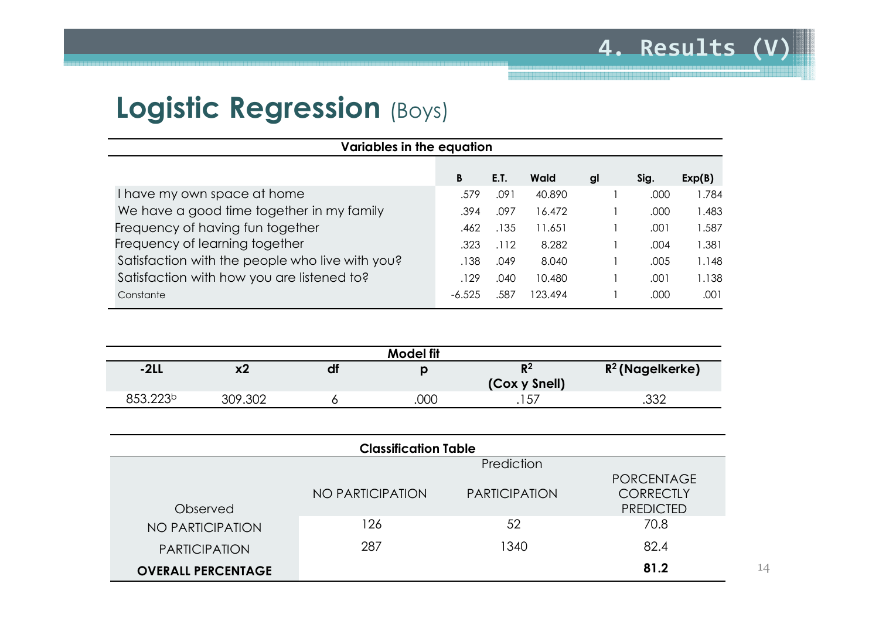# 4. Results (V)

## Logistic Regression (Boys)

**Variables in the equation**

| | B | E.T. | Wald | gl | Sig. | Exp(B) |
|---|---|---|---|---|---|---|
| I have my own space at home | .579 | .091 | 40.890 | 1 | .000 | 1.784 |
| We have a good time together in my family | .394 | .097 | 16.472 | 1 | .000 | 1.483 |
| Frequency of having fun together | .462 | .135 | 11.651 | 1 | .001 | 1.587 |
| Frequency of learning together | .323 | .112 | 8.282 | 1 | .004 | 1.381 |
| Satisfaction with the people who live with you? | .138 | .049 | 8.040 | 1 | .005 | 1.148 |
| Satisfaction with how you are listened to? | .129 | .040 | 10.480 | 1 | .001 | 1.138 |
| Constante | -6.525 | .587 | 123.494 | 1 | .000 | .001 |

**Model fit**

| -2LL | x2 | df | p | $R^2$ (Cox y Snell) | $R^2$ (Nagelkerke) |
|---|---|---|---|---|---|
| 853.223[b] | 309.302 | 6 | .000 | .157 | .332 |

**Classification Table**

| Observed | Prediction: NO PARTICIPATION | Prediction: PARTICIPATION | PORCENTAGE CORRECTLY PREDICTED |
|---|---|---|---|
| NO PARTICIPATION | 126 | 52 | 70.8 |
| PARTICIPATION | 287 | 1340 | 82.4 |
| **OVERALL PERCENTAGE** | | | **81.2** |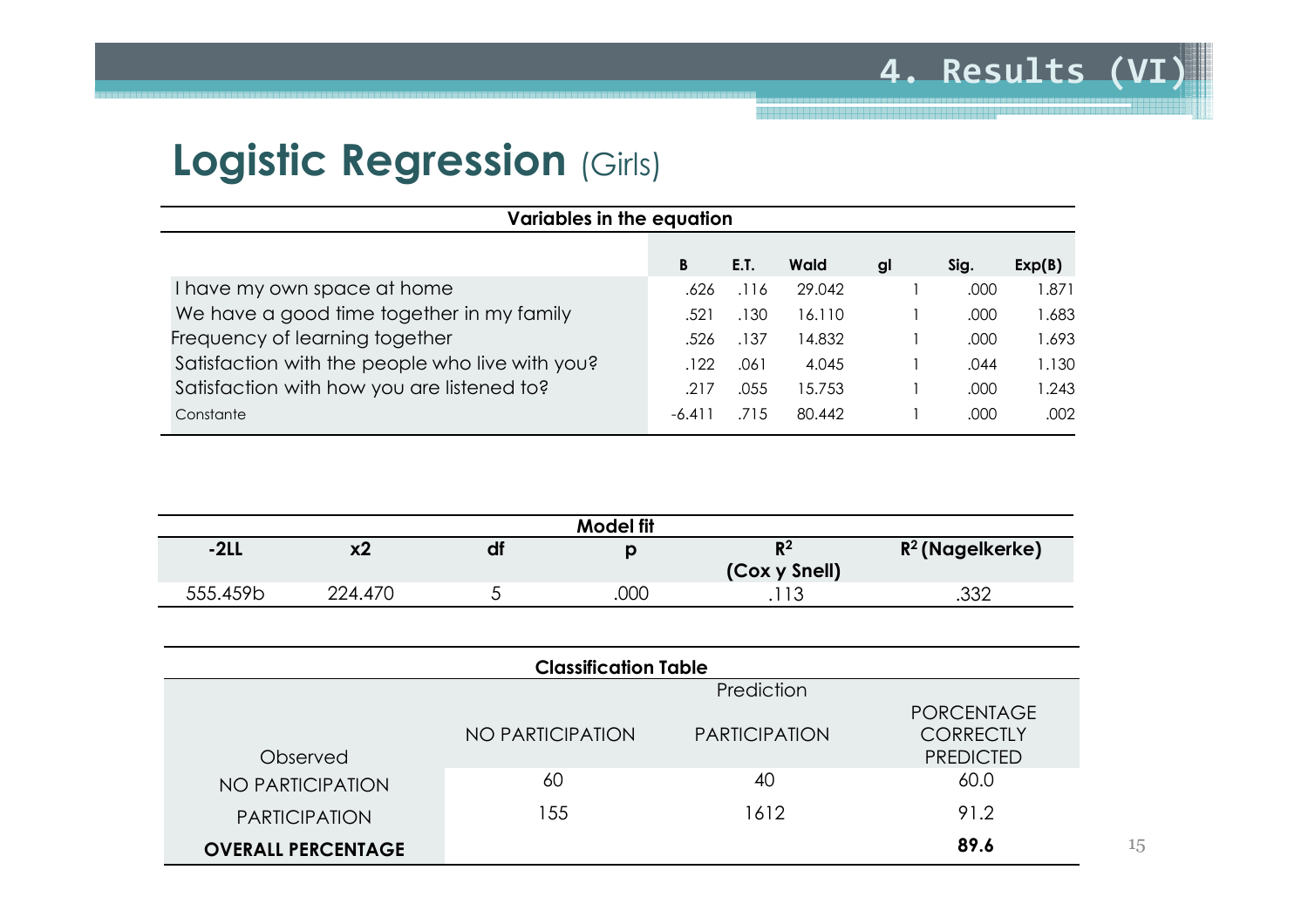# 4. Results (VI)

## Logistic Regression (Girls)

**Variables in the equation**

| | B | E.T. | Wald | gl | Sig. | Exp(B) |
|---|---|---|---|---|---|---|
| I have my own space at home | .626 | .116 | 29.042 | 1 | .000 | 1.871 |
| We have a good time together in my family | .521 | .130 | 16.110 | 1 | .000 | 1.683 |
| Frequency of learning together | .526 | .137 | 14.832 | 1 | .000 | 1.693 |
| Satisfaction with the people who live with you? | .122 | .061 | 4.045 | 1 | .044 | 1.130 |
| Satisfaction with how you are listened to? | .217 | .055 | 15.753 | 1 | .000 | 1.243 |
| Constante | -6.411 | .715 | 80.442 | 1 | .000 | .002 |

**Model fit**

| -2LL | x2 | df | p | $R^2$ (Cox y Snell) | $R^2$ (Nagelkerke) |
|---|---|---|---|---|---|
| 555.459b | 224.470 | 5 | .000 | .113 | .332 |

**Classification Table**

| Observed | Prediction: NO PARTICIPATION | Prediction: PARTICIPATION | PORCENTAGE CORRECTLY PREDICTED |
|---|---|---|---|
| NO PARTICIPATION | 60 | 40 | 60.0 |
| PARTICIPATION | 155 | 1612 | 91.2 |
| **OVERALL PERCENTAGE** | | | **89.6** |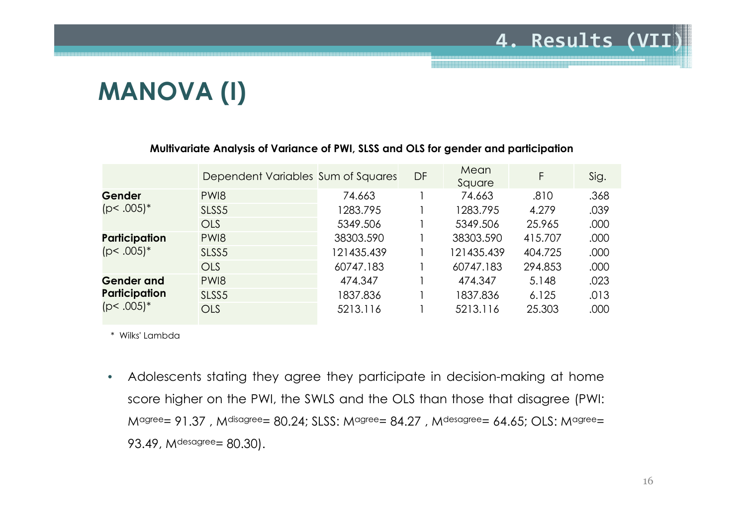# 4. Results (VII)

## MANOVA (I)

**Multivariate Analysis of Variance of PWI, SLSS and OLS for gender and participation**

| | Dependent Variables | Sum of Squares | DF | Mean Square | F | Sig. |
|---|---|---|---|---|---|---|
| **Gender** (p< .005)* | PWI8 | 74.663 | 1 | 74.663 | .810 | .368 |
| | SLSS5 | 1283.795 | 1 | 1283.795 | 4.279 | .039 |
| | OLS | 5349.506 | 1 | 5349.506 | 25.965 | .000 |
| **Participation** (p< .005)* | PWI8 | 38303.590 | 1 | 38303.590 | 415.707 | .000 |
| | SLSS5 | 121435.439 | 1 | 121435.439 | 404.725 | .000 |
| | OLS | 60747.183 | 1 | 60747.183 | 294.853 | .000 |
| **Gender and Participation** (p< .005)* | PWI8 | 474.347 | 1 | 474.347 | 5.148 | .023 |
| | SLSS5 | 1837.836 | 1 | 1837.836 | 6.125 | .013 |
| | OLS | 5213.116 | 1 | 5213.116 | 25.303 | .000 |

\* Wilks' Lambda

- Adolescents stating they agree they participate in decision-making at home score higher on the PWI, the SWLS and the OLS than those that disagree (PWI: $M^{agree}$= 91.37 , $M^{disagree}$= 80.24; SLSS: $M^{agree}$= 84.27 , $M^{desagree}$= 64.65; OLS: $M^{agree}$= 93.49, $M^{desagree}$= 80.30).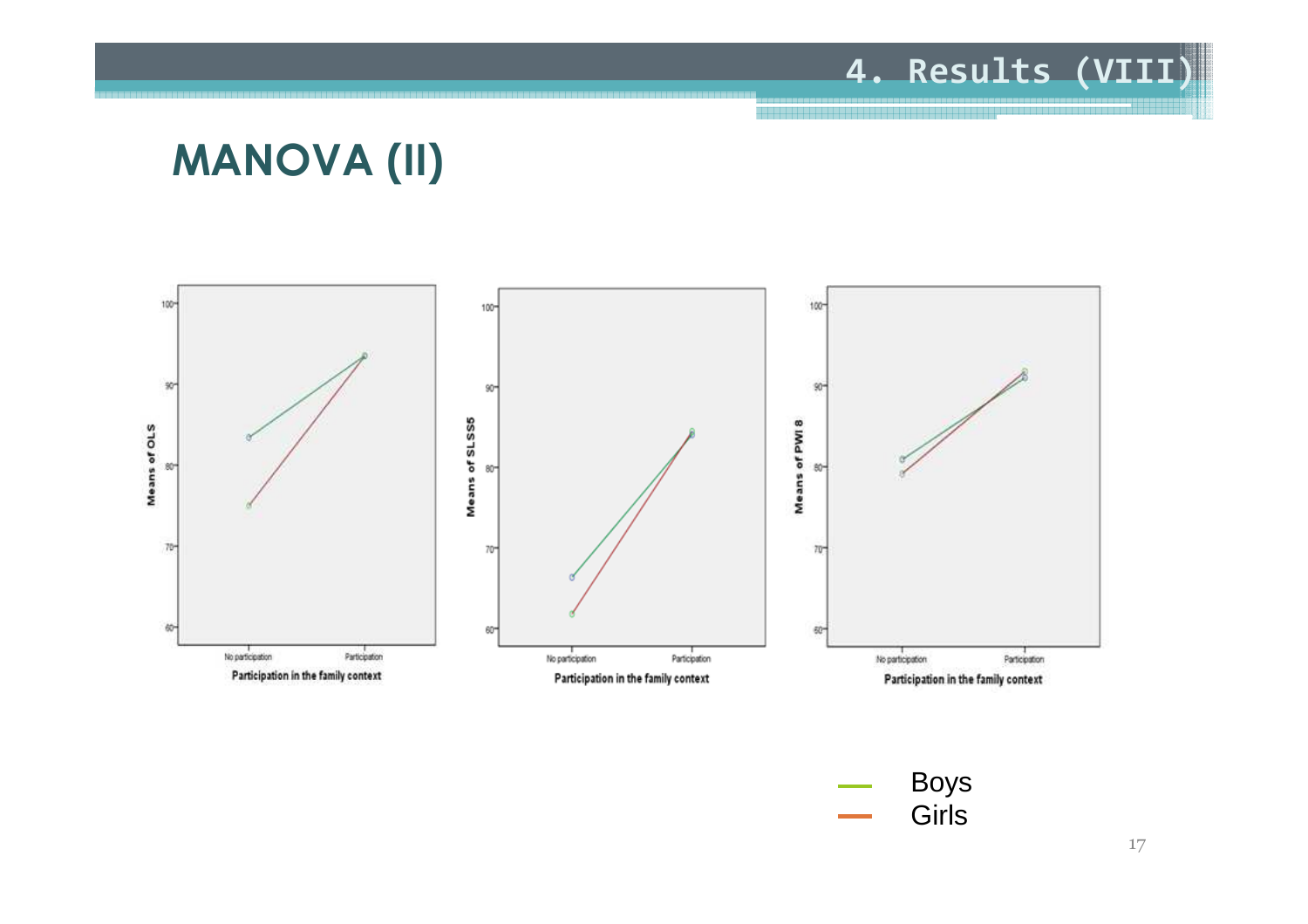## MANOVA (II)

Means of OLS

Participation in the family context

No participation — Participation

Means of SLSS5

Participation in the family context

No participation — Participation

Means of PWI 8

Participation in the family context

No participation — Participation

Boys

Girls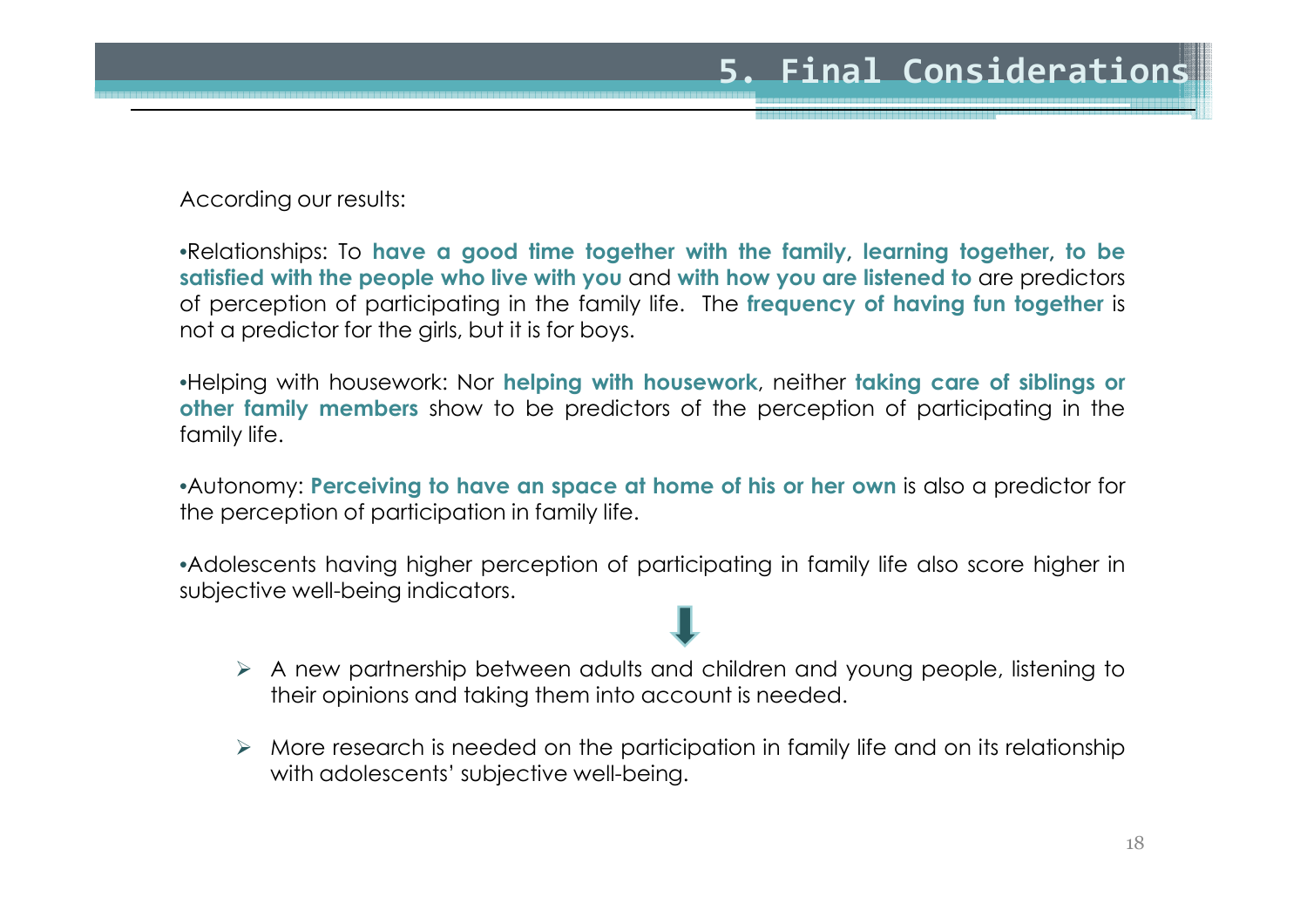# 5. Final Considerations

According our results:

•Relationships: To **have a good time together with the family, learning together, to be satisfied with the people who live with you** and **with how you are listened to** are predictors of perception of participating in the family life. The **frequency of having fun together** is not a predictor for the girls, but it is for boys.

•Helping with housework: Nor **helping with housework**, neither **taking care of siblings or other family members** show to be predictors of the perception of participating in the family life.

•Autonomy: **Perceiving to have an space at home of his or her own** is also a predictor for the perception of participation in family life.

•Adolescents having higher perception of participating in family life also score higher in subjective well-being indicators.

- A new partnership between adults and children and young people, listening to their opinions and taking them into account is needed.
- More research is needed on the participation in family life and on its relationship with adolescents' subjective well-being.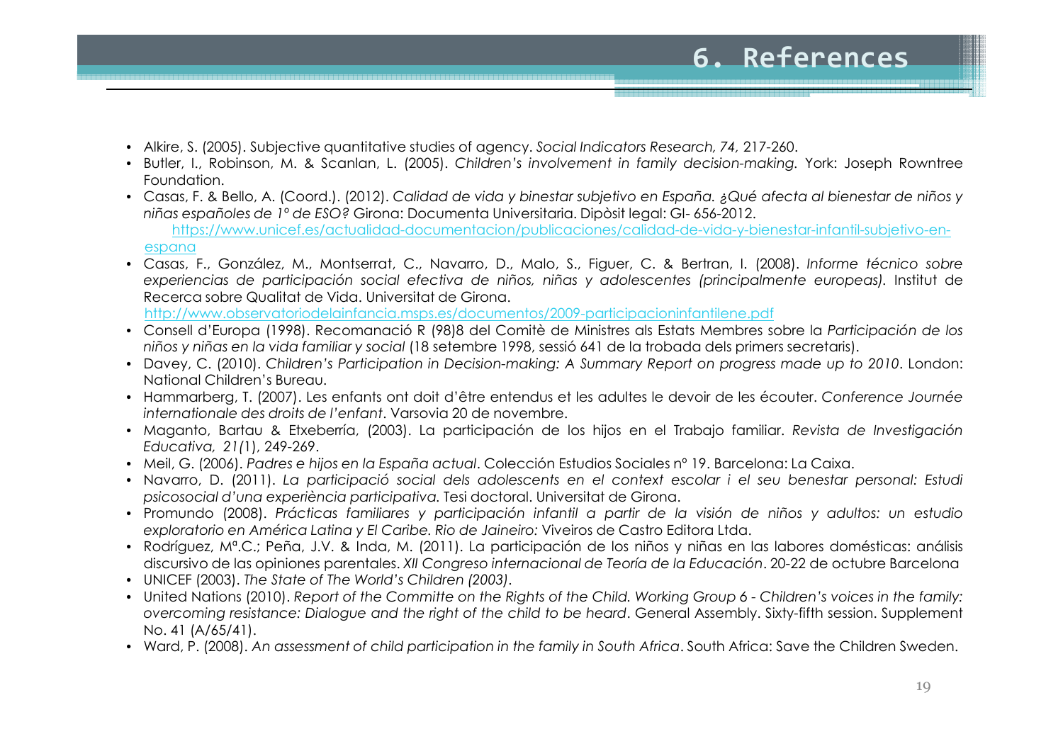# 6. References

- Alkire, S. (2005). Subjective quantitative studies of agency. *Social Indicators Research, 74,* 217-260.
- Butler, I., Robinson, M. & Scanlan, L. (2005). *Children's involvement in family decision-making.* York: Joseph Rowntree Foundation.
- Casas, F. & Bello, A. (Coord.). (2012). *Calidad de vida y binestar subjetivo en España. ¿Qué afecta al bienestar de niños y niñas españoles de 1º de ESO?* Girona: Documenta Universitaria. Dipòsit legal: GI- 656-2012. https://www.unicef.es/actualidad-documentacion/publicaciones/calidad-de-vida-y-bienestar-infantil-subjetivo-en-espana
- Casas, F., González, M., Montserrat, C., Navarro, D., Malo, S., Figuer, C. & Bertran, I. (2008). *Informe técnico sobre experiencias de participación social efectiva de niños, niñas y adolescentes (principalmente europeas).* Institut de Recerca sobre Qualitat de Vida. Universitat de Girona. http://www.observatoriodelainfancia.msps.es/documentos/2009-participacioninfantilene.pdf
- Consell d'Europa (1998). Recomanació R (98)8 del Comitè de Ministres als Estats Membres sobre la *Participación de los niños y niñas en la vida familiar y social* (18 setembre 1998, sessió 641 de la trobada dels primers secretaris).
- Davey, C. (2010). *Children's Participation in Decision-making: A Summary Report on progress made up to 2010*. London: National Children's Bureau.
- Hammarberg, T. (2007). Les enfants ont doit d'être entendus et les adultes le devoir de les écouter. *Conference Journée internationale des droits de l'enfant*. Varsovia 20 de novembre.
- Maganto, Bartau & Etxeberría, (2003). La participación de los hijos en el Trabajo familiar. *Revista de Investigación Educativa, 21(*1), 249-269.
- Meil, G. (2006). *Padres e hijos en la España actual*. Colección Estudios Sociales nº 19. Barcelona: La Caixa.
- Navarro, D. (2011). *La participació social dels adolescents en el context escolar i el seu benestar personal: Estudi psicosocial d'una experiència participativa.* Tesi doctoral. Universitat de Girona.
- Promundo (2008). *Prácticas familiares y participación infantil a partir de la visión de niños y adultos: un estudio exploratorio en América Latina y El Caribe. Rio de Jaineiro:* Viveiros de Castro Editora Ltda.
- Rodríguez, Mª.C.; Peña, J.V. & Inda, M. (2011). La participación de los niños y niñas en las labores domésticas: análisis discursivo de las opiniones parentales. *XII Congreso internacional de Teoría de la Educación*. 20-22 de octubre Barcelona
- UNICEF (2003). *The State of The World's Children (2003)*.
- United Nations (2010). *Report of the Committe on the Rights of the Child. Working Group 6 - Children's voices in the family: overcoming resistance: Dialogue and the right of the child to be heard*. General Assembly. Sixty-fifth session. Supplement No. 41 (A/65/41).
- Ward, P. (2008). *An assessment of child participation in the family in South Africa*. South Africa: Save the Children Sweden.